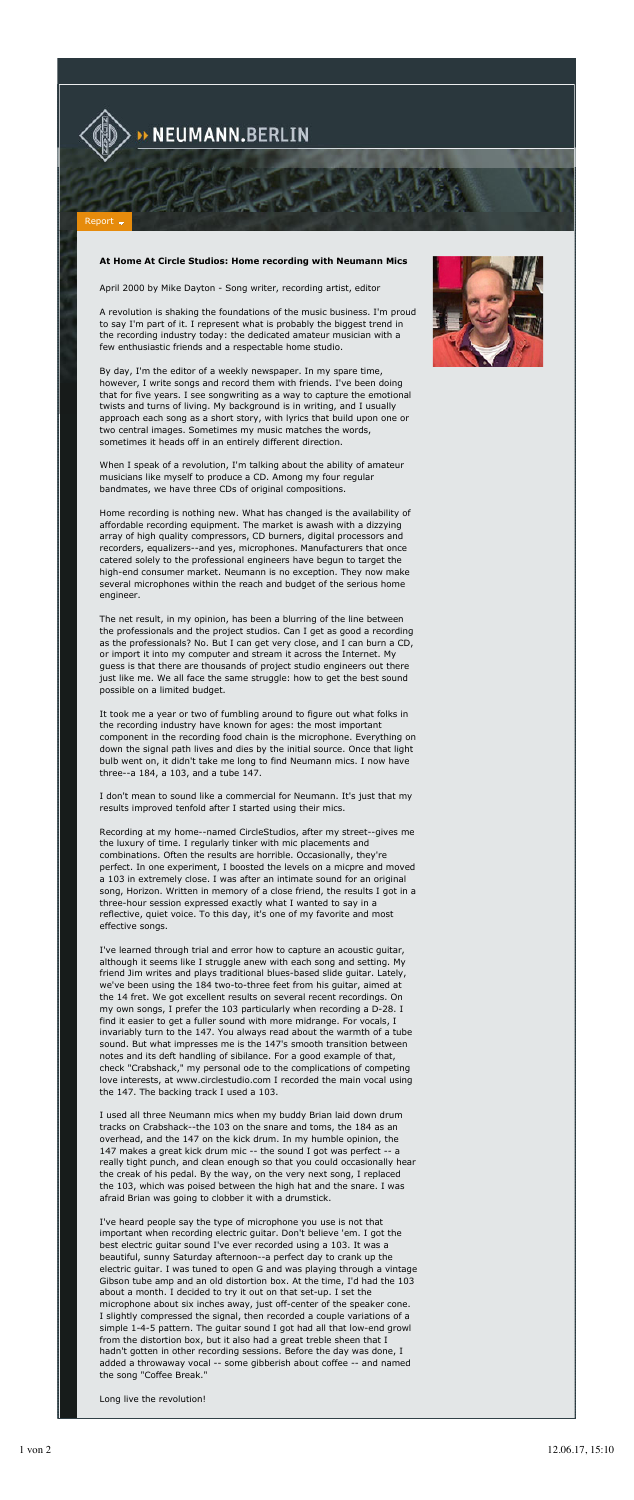NEUMANN.BERLIN

Report

## At Home At Circle Studios: Home recording with Neumann Mics

April 2000 by Mike Dayton - Song writer, recording artist, editor

A revolution is shaking the foundations of the music business. I'm proud to say I'm part of it. I represent what is probably the biggest trend in the recording industry today: the dedicated amateur musician with a few enthusiastic friends and a respectable home studio.

By day, I'm the editor of a weekly newspaper. In my spare time, however, I write songs and record them with friends. I've been doing that for five years. I see songwriting as a way to capture the emotional twists and turns of living. My background is in writing, and I usually approach each song as a short story, with lyrics that build upon one or two central images. Sometimes my music matches the words, sometimes it heads off in an entirely different direction.

When I speak of a revolution, I'm talking about the ability of amateur musicians like myself to produce a CD. Among my four regular bandmates, we have three CDs of original compositions.

Home recording is nothing new. What has changed is the availability of affordable recording equipment. The market is awash with a dizzying array of high quality compressors, CD burners, digital processors and recorders, equalizers--and yes, microphones. Manufacturers that once catered solely to the professional engineers have begun to target the high-end consumer market. Neumann is no exception. They now make several microphones within the reach and budget of the serious home engineer.

The net result, in my opinion, has been a blurring of the line between the professionals and the project studios. Can I get as good a recording as the professionals? No. But I can get very close, and I can burn a CD, or import it into my computer and stream it across the Internet. My guess is that there are thousands of project studio engineers out there just like me. We all face the same struggle: how to get the best sound possible on a limited budget.

It took me a year or two of fumbling around to figure out what folks in the recording industry have known for ages: the most important component in the recording food chain is the microphone. Everything on down the signal path lives and dies by the initial source. Once that light bulb went on, it didn't take me long to find Neumann mics. I now have three--a 184, a 103, and a tube 147.

I don't mean to sound like a commercial for Neumann. It's just that my results improved tenfold after I started using their mics.

Recording at my home--named CircleStudios, after my street--gives me the luxury of time. I regularly tinker with mic placements and combinations. Often the results are horrible. Occasionally, they're perfect. In one experiment, I boosted the levels on a micpre and moved a 103 in extremely close. I was after an intimate sound for an original song, Horizon. Written in memory of a close friend, the results I got in a three-hour session expressed exactly what I wanted to say in a reflective, quiet voice. To this day, it's one of my favorite and most effective songs.

I've learned through trial and error how to capture an acoustic guitar, although it seems like I struggle anew with each song and setting. My friend Jim writes and plays traditional blues-based slide guitar. Lately, we've been using the 184 two-to-three feet from his guitar, aimed at the 14 fret. We got excellent results on several recent recordings. On my own songs, I prefer the 103 particularly when recording a D-28. I find it easier to get a fuller sound with more midrange. For vocals, I invariably turn to the 147. You always read about the warmth of a tube sound. But what impresses me is the 147's smooth transition between notes and its deft handling of sibilance. For a good example of that, check "Crabshack," my personal ode to the complications of competing love interests, at www.circlestudio.com I recorded the main vocal using the 147. The backing track I used a 103.

I used all three Neumann mics when my buddy Brian laid down drum tracks on Crabshack--the 103 on the snare and toms, the 184 as an overhead, and the 147 on the kick drum. In my humble opinion, the 147 makes a great kick drum mic -- the sound I got was perfect -- a really tight punch, and clean enough so that you could occasionally hear the creak of his pedal. By the way, on the very next song, I replaced the 103, which was poised between the high hat and the snare. I was afraid Brian was going to clobber it with a drumstick.

I've heard people say the type of microphone you use is not that important when recording electric guitar. Don't believe 'em. I got the best electric guitar sound I've ever recorded using a 103. It was a beautiful, sunny Saturday afternoon--a perfect day to crank up the electric guitar. I was tuned to open G and was playing through a vintage Gibson tube amp and an old distortion box. At the time, I'd had the 103 about a month. I decided to try it out on that set-up. I set the microphone about six inches away, just off-center of the speaker cone. I slightly compressed the signal, then recorded a couple variations of a simple 1-4-5 pattern. The guitar sound I got had all that low-end growl from the distortion box, but it also had a great treble sheen that I hadn't gotten in other recording sessions. Before the day was done, I added a throwaway vocal -- some gibberish about coffee -- and named the song "Coffee Break."

Long live the revolution!